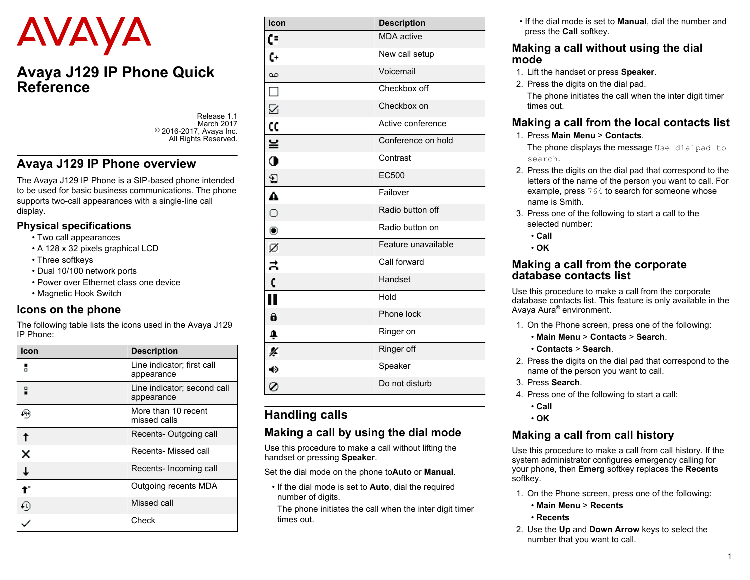AVAYA

# Avaya J129 IP Phone Quick Reference

Release 1.1
March 2017
© 2016-2017, Avaya Inc.
All Rights Reserved.

## Avaya J129 IP Phone overview

The Avaya J129 IP Phone is a SIP-based phone intended to be used for basic business communications. The phone supports two-call appearances with a single-line call display.

### Physical specifications

- Two call appearances
- A 128 x 32 pixels graphical LCD
- Three softkeys
- Dual 10/100 network ports
- Power over Ethernet class one device
- Magnetic Hook Switch

### Icons on the phone

The following table lists the icons used in the Avaya J129 IP Phone:

| Icon | Description |
|---|---|
| | Line indicator; first call appearance |
| | Line indicator; second call appearance |
| | More than 10 recent missed calls |
| ↑ | Recents- Outgoing call |
| ✕ | Recents- Missed call |
| ↓ | Recents- Incoming call |
| | Outgoing recents MDA |
| | Missed call |
| ✓ | Check |
| | MDA active |
| | New call setup |
| | Voicemail |
| ☐ | Checkbox off |
| ☑ | Checkbox on |
| | Active conference |
| | Conference on hold |
| | Contrast |
| | EC500 |
| | Failover |
| | Radio button off |
| | Radio button on |
| | Feature unavailable |
| | Call forward |
| | Handset |
| | Hold |
| | Phone lock |
| | Ringer on |
| | Ringer off |
| | Speaker |
| | Do not disturb |

## Handling calls

### Making a call by using the dial mode

Use this procedure to make a call without lifting the handset or pressing **Speaker**.

Set the dial mode on the phone to**Auto** or **Manual**.

- If the dial mode is set to **Auto**, dial the required number of digits.

  The phone initiates the call when the inter digit timer times out.
- If the dial mode is set to **Manual**, dial the number and press the **Call** softkey.

### Making a call without using the dial mode

1. Lift the handset or press **Speaker**.
2. Press the digits on the dial pad.

   The phone initiates the call when the inter digit timer times out.

### Making a call from the local contacts list

1. Press **Main Menu** > **Contacts**.

   The phone displays the message `Use dialpad to search`.
2. Press the digits on the dial pad that correspond to the letters of the name of the person you want to call. For example, press `764` to search for someone whose name is Smith.
3. Press one of the following to start a call to the selected number:
   - **Call**
   - **OK**

### Making a call from the corporate database contacts list

Use this procedure to make a call from the corporate database contacts list. This feature is only available in the Avaya Aura® environment.

1. On the Phone screen, press one of the following:
   - **Main Menu** > **Contacts** > **Search**.
   - **Contacts** > **Search**.
2. Press the digits on the dial pad that correspond to the name of the person you want to call.
3. Press **Search**.
4. Press one of the following to start a call:
   - **Call**
   - **OK**

### Making a call from call history

Use this procedure to make a call from call history. If the system administrator configures emergency calling for your phone, then **Emerg** softkey replaces the **Recents** softkey.

1. On the Phone screen, press one of the following:
   - **Main Menu** > **Recents**
   - **Recents**
2. Use the **Up** and **Down Arrow** keys to select the number that you want to call.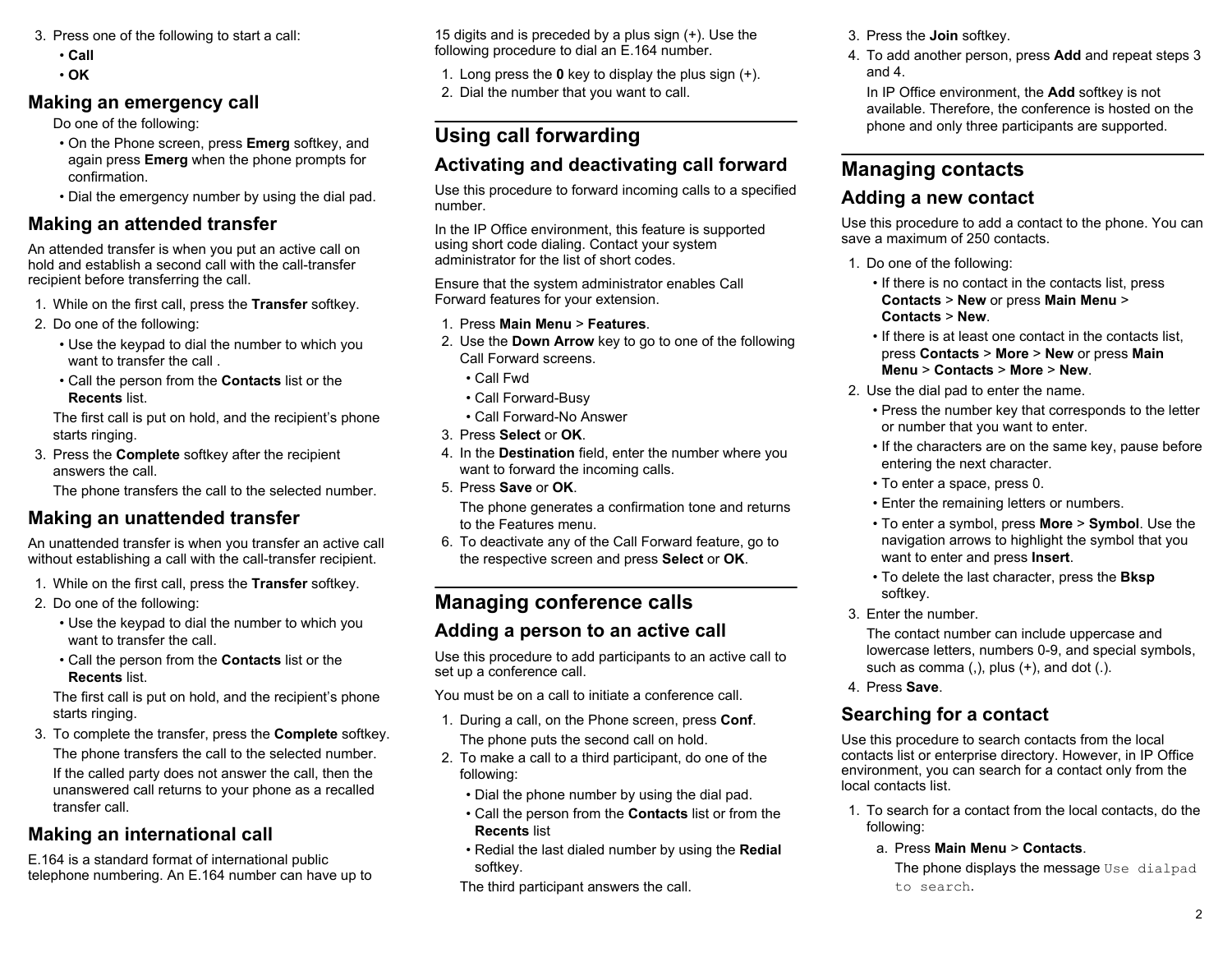3. Press one of the following to start a call:
   - **Call**
   - **OK**

## Making an emergency call

Do one of the following:

- On the Phone screen, press **Emerg** softkey, and again press **Emerg** when the phone prompts for confirmation.
- Dial the emergency number by using the dial pad.

## Making an attended transfer

An attended transfer is when you put an active call on hold and establish a second call with the call-transfer recipient before transferring the call.

1. While on the first call, press the **Transfer** softkey.
2. Do one of the following:
   - Use the keypad to dial the number to which you want to transfer the call .
   - Call the person from the **Contacts** list or the **Recents** list.

   The first call is put on hold, and the recipient's phone starts ringing.
3. Press the **Complete** softkey after the recipient answers the call.

   The phone transfers the call to the selected number.

## Making an unattended transfer

An unattended transfer is when you transfer an active call without establishing a call with the call-transfer recipient.

1. While on the first call, press the **Transfer** softkey.
2. Do one of the following:
   - Use the keypad to dial the number to which you want to transfer the call.
   - Call the person from the **Contacts** list or the **Recents** list.

   The first call is put on hold, and the recipient's phone starts ringing.
3. To complete the transfer, press the **Complete** softkey.

   The phone transfers the call to the selected number.

   If the called party does not answer the call, then the unanswered call returns to your phone as a recalled transfer call.

## Making an international call

E.164 is a standard format of international public telephone numbering. An E.164 number can have up to 15 digits and is preceded by a plus sign (+). Use the following procedure to dial an E.164 number.

1. Long press the **0** key to display the plus sign (+).
2. Dial the number that you want to call.

# Using call forwarding

## Activating and deactivating call forward

Use this procedure to forward incoming calls to a specified number.

In the IP Office environment, this feature is supported using short code dialing. Contact your system administrator for the list of short codes.

Ensure that the system administrator enables Call Forward features for your extension.

1. Press **Main Menu** > **Features**.
2. Use the **Down Arrow** key to go to one of the following Call Forward screens.
   - Call Fwd
   - Call Forward-Busy
   - Call Forward-No Answer
3. Press **Select** or **OK**.
4. In the **Destination** field, enter the number where you want to forward the incoming calls.
5. Press **Save** or **OK**.

   The phone generates a confirmation tone and returns to the Features menu.
6. To deactivate any of the Call Forward feature, go to the respective screen and press **Select** or **OK**.

# Managing conference calls

## Adding a person to an active call

Use this procedure to add participants to an active call to set up a conference call.

You must be on a call to initiate a conference call.

1. During a call, on the Phone screen, press **Conf**.

   The phone puts the second call on hold.
2. To make a call to a third participant, do one of the following:
   - Dial the phone number by using the dial pad.
   - Call the person from the **Contacts** list or from the **Recents** list
   - Redial the last dialed number by using the **Redial** softkey.

   The third participant answers the call.
3. Press the **Join** softkey.
4. To add another person, press **Add** and repeat steps 3 and 4.

   In IP Office environment, the **Add** softkey is not available. Therefore, the conference is hosted on the phone and only three participants are supported.

# Managing contacts

## Adding a new contact

Use this procedure to add a contact to the phone. You can save a maximum of 250 contacts.

1. Do one of the following:
   - If there is no contact in the contacts list, press **Contacts** > **New** or press **Main Menu** > **Contacts** > **New**.
   - If there is at least one contact in the contacts list, press **Contacts** > **More** > **New** or press **Main Menu** > **Contacts** > **More** > **New**.
2. Use the dial pad to enter the name.
   - Press the number key that corresponds to the letter or number that you want to enter.
   - If the characters are on the same key, pause before entering the next character.
   - To enter a space, press 0.
   - Enter the remaining letters or numbers.
   - To enter a symbol, press **More** > **Symbol**. Use the navigation arrows to highlight the symbol that you want to enter and press **Insert**.
   - To delete the last character, press the **Bksp** softkey.
3. Enter the number.

   The contact number can include uppercase and lowercase letters, numbers 0-9, and special symbols, such as comma (,), plus (+), and dot (.).
4. Press **Save**.

## Searching for a contact

Use this procedure to search contacts from the local contacts list or enterprise directory. However, in IP Office environment, you can search for a contact only from the local contacts list.

1. To search for a contact from the local contacts, do the following:
   a. Press **Main Menu** > **Contacts**.

      The phone displays the message `Use dialpad to search`.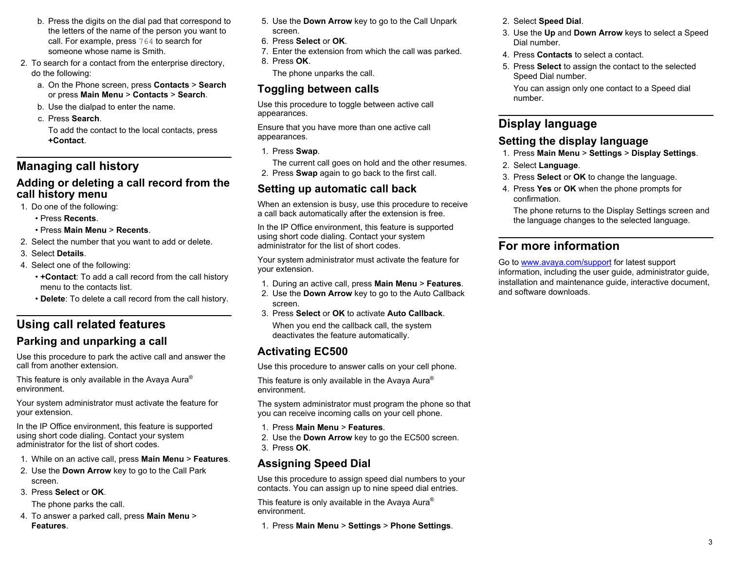b. Press the digits on the dial pad that correspond to the letters of the name of the person you want to call. For example, press `764` to search for someone whose name is Smith.

2. To search for a contact from the enterprise directory, do the following:
   a. On the Phone screen, press **Contacts** > **Search** or press **Main Menu** > **Contacts** > **Search**.
   b. Use the dialpad to enter the name.
   c. Press **Search**.

      To add the contact to the local contacts, press **+Contact**.

# Managing call history

## Adding or deleting a call record from the call history menu

1. Do one of the following:
   - Press **Recents**.
   - Press **Main Menu** > **Recents**.
2. Select the number that you want to add or delete.
3. Select **Details**.
4. Select one of the following:
   - **+Contact**: To add a call record from the call history menu to the contacts list.
   - **Delete**: To delete a call record from the call history.

# Using call related features

## Parking and unparking a call

Use this procedure to park the active call and answer the call from another extension.

This feature is only available in the Avaya Aura® environment.

Your system administrator must activate the feature for your extension.

In the IP Office environment, this feature is supported using short code dialing. Contact your system administrator for the list of short codes.

1. While on an active call, press **Main Menu** > **Features**.
2. Use the **Down Arrow** key to go to the Call Park screen.
3. Press **Select** or **OK**.

   The phone parks the call.
4. To answer a parked call, press **Main Menu** > **Features**.
5. Use the **Down Arrow** key to go to the Call Unpark screen.
6. Press **Select** or **OK**.
7. Enter the extension from which the call was parked.
8. Press **OK**.

   The phone unparks the call.

## Toggling between calls

Use this procedure to toggle between active call appearances.

Ensure that you have more than one active call appearances.

1. Press **Swap**.

   The current call goes on hold and the other resumes.
2. Press **Swap** again to go back to the first call.

## Setting up automatic call back

When an extension is busy, use this procedure to receive a call back automatically after the extension is free.

In the IP Office environment, this feature is supported using short code dialing. Contact your system administrator for the list of short codes.

Your system administrator must activate the feature for your extension.

1. During an active call, press **Main Menu** > **Features**.
2. Use the **Down Arrow** key to go to the Auto Callback screen.
3. Press **Select** or **OK** to activate **Auto Callback**.

   When you end the callback call, the system deactivates the feature automatically.

## Activating EC500

Use this procedure to answer calls on your cell phone.

This feature is only available in the Avaya Aura® environment.

The system administrator must program the phone so that you can receive incoming calls on your cell phone.

1. Press **Main Menu** > **Features**.
2. Use the **Down Arrow** key to go the EC500 screen.
3. Press **OK**.

## Assigning Speed Dial

Use this procedure to assign speed dial numbers to your contacts. You can assign up to nine speed dial entries.

This feature is only available in the Avaya Aura® environment.

1. Press **Main Menu** > **Settings** > **Phone Settings**.
2. Select **Speed Dial**.
3. Use the **Up** and **Down Arrow** keys to select a Speed Dial number.
4. Press **Contacts** to select a contact.
5. Press **Select** to assign the contact to the selected Speed Dial number.

   You can assign only one contact to a Speed dial number.

# Display language

## Setting the display language

1. Press **Main Menu** > **Settings** > **Display Settings**.
2. Select **Language**.
3. Press **Select** or **OK** to change the language.
4. Press **Yes** or **OK** when the phone prompts for confirmation.

   The phone returns to the Display Settings screen and the language changes to the selected language.

# For more information

Go to www.avaya.com/support for latest support information, including the user guide, administrator guide, installation and maintenance guide, interactive document, and software downloads.